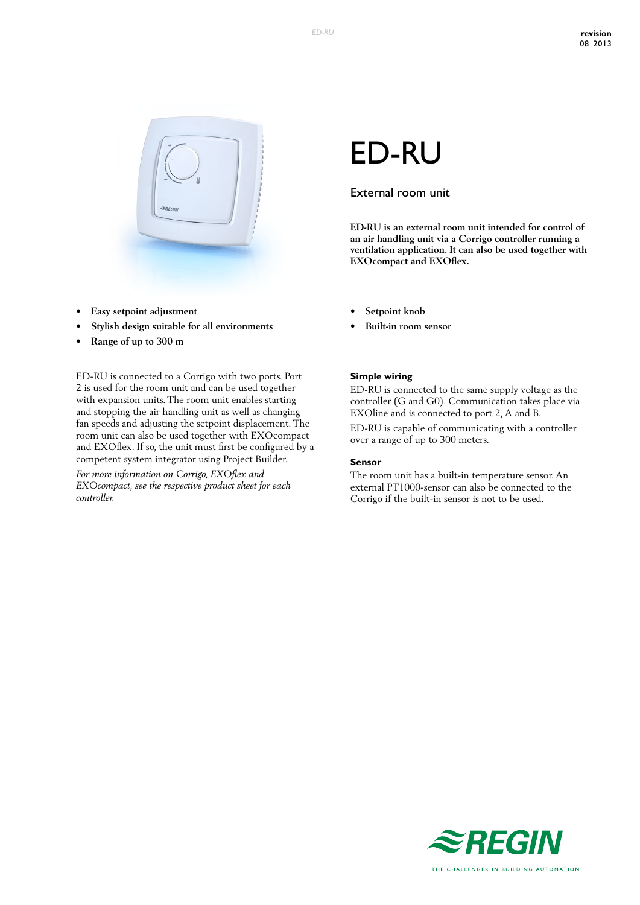# ED-RU

## External room unit

**ED-RU is an external room unit intended for control of an air handling unit via a Corrigo controller running a ventilation application. It can also be used together with EXOcompact and EXOflex.**

- **Easy setpoint adjustment**
- **Stylish design suitable for all environments**
- **Range of up to 300 m**
- **Setpoint knob**
- **Built-in room sensor**

ED-RU is connected to a Corrigo with two ports. Port 2 is used for the room unit and can be used together with expansion units. The room unit enables starting and stopping the air handling unit as well as changing fan speeds and adjusting the setpoint displacement. The room unit can also be used together with EXOcompact and EXOflex. If so, the unit must first be configured by a competent system integrator using Project Builder.

*For more information on Corrigo, EXOflex and EXOcompact, see the respective product sheet for each controller.*

### Simple wiring

ED-RU is connected to the same supply voltage as the controller (G and G0). Communication takes place via EXOline and is connected to port 2, A and B.

ED-RU is capable of communicating with a controller over a range of up to 300 meters.

### Sensor

The room unit has a built-in temperature sensor. An external PT1000-sensor can also be connected to the Corrigo if the built-in sensor is not to be used.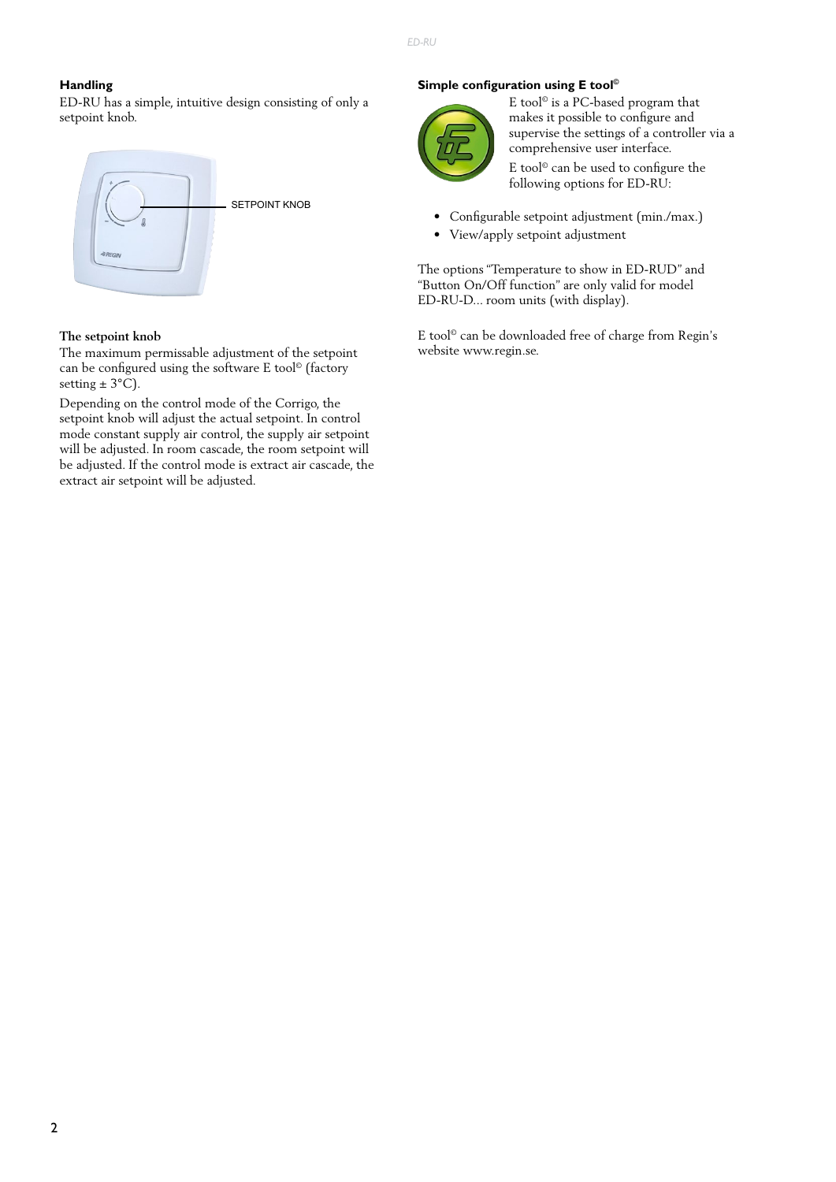## Handling

ED-RU has a simple, intuitive design consisting of only a setpoint knob.

SETPOINT KNOB

### The setpoint knob

The maximum permissable adjustment of the setpoint can be configured using the software E tool© (factory setting ± 3°C).

Depending on the control mode of the Corrigo, the setpoint knob will adjust the actual setpoint. In control mode constant supply air control, the supply air setpoint will be adjusted. In room cascade, the room setpoint will be adjusted. If the control mode is extract air cascade, the extract air setpoint will be adjusted.

## Simple configuration using E tool©

E tool© is a PC-based program that makes it possible to configure and supervise the settings of a controller via a comprehensive user interface.

E tool© can be used to configure the following options for ED-RU:

- Configurable setpoint adjustment (min./max.)
- View/apply setpoint adjustment

The options "Temperature to show in ED-RUD" and "Button On/Off function" are only valid for model ED-RU-D... room units (with display).

E tool© can be downloaded free of charge from Regin's website www.regin.se.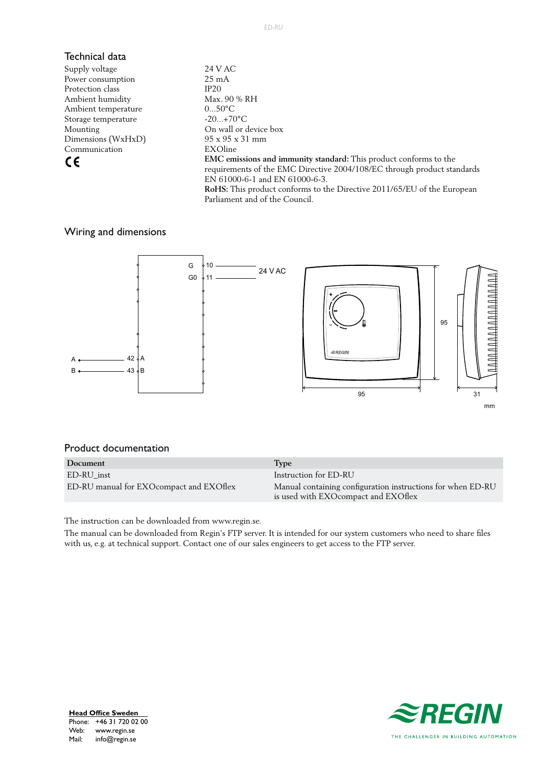## Technical data

| | |
|---|---|
| Supply voltage | 24 V AC |
| Power consumption | 25 mA |
| Protection class | IP20 |
| Ambient humidity | Max. 90 % RH |
| Ambient temperature | 0...50°C |
| Storage temperature | -20...+70°C |
| Mounting | On wall or device box |
| Dimensions (WxHxD) | 95 x 95 x 31 mm |
| Communication | EXOline |
| CE | **EMC emissions and immunity standard:** This product conforms to the requirements of the EMC Directive 2004/108/EC through product standards EN 61000-6-1 and EN 61000-6-3.<br>**RoHS:** This product conforms to the Directive 2011/65/EU of the European Parliament and of the Council. |

## Wiring and dimensions

G 10
G0 11
24 V AC
A 42 A
B 43 B
95
95
31
mm

## Product documentation

| Document | Type |
|---|---|
| ED-RU_inst | Instruction for ED-RU |
| ED-RU manual for EXOcompact and EXOflex | Manual containing configuration instructions for when ED-RU is used with EXOcompact and EXOflex |

The instruction can be downloaded from www.regin.se.

The manual can be downloaded from Regin's FTP server. It is intended for our system customers who need to share files with us, e.g. at technical support. Contact one of our sales engineers to get access to the FTP server.

**Head Office Sweden**
Phone: +46 31 720 02 00
Web: www.regin.se
Mail: info@regin.se

REGIN
THE CHALLENGER IN BUILDING AUTOMATION